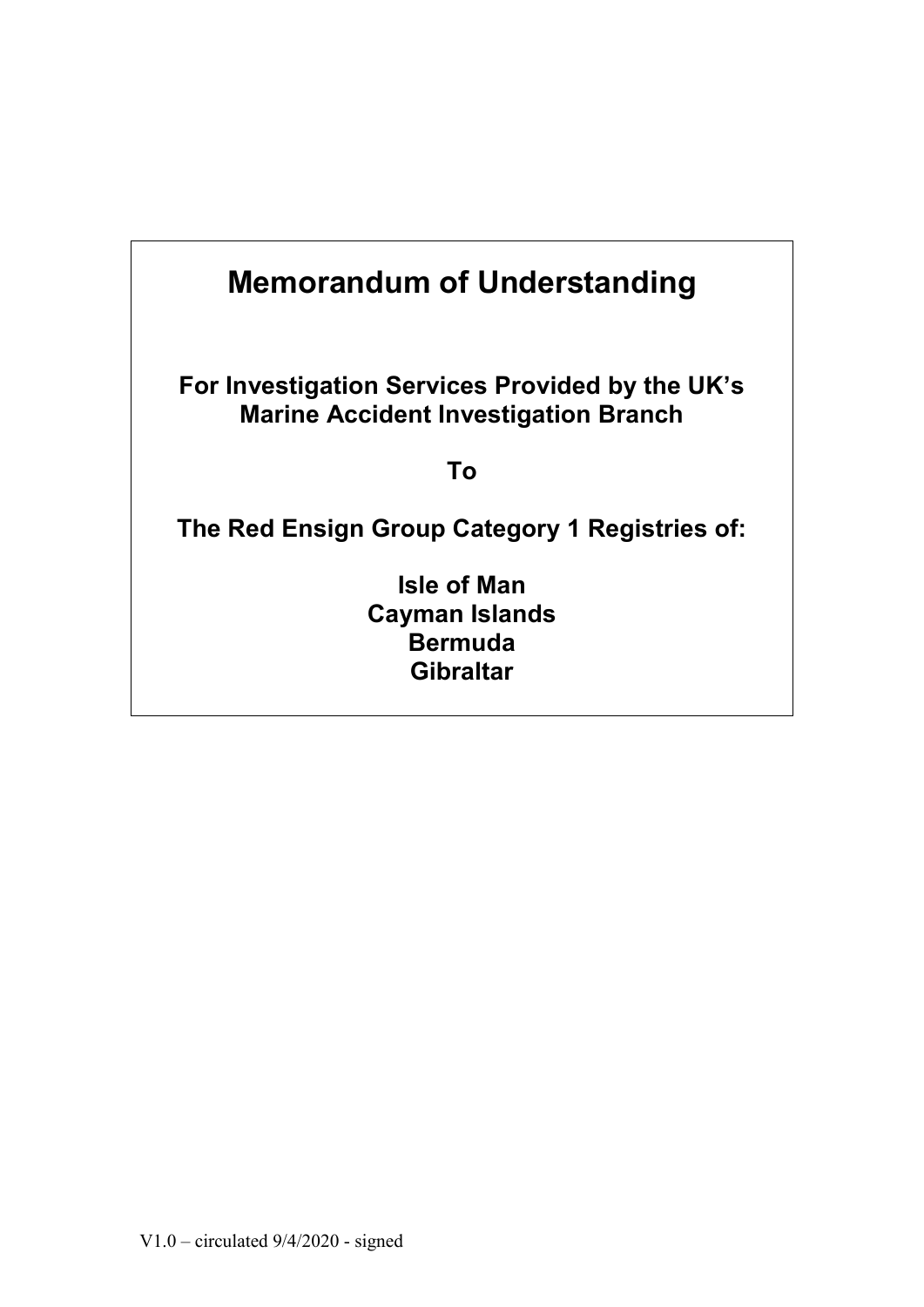# Memorandum of Understanding

**For Investigation Services Provided by the UK's Marine Accident Investigation Branch**

**To**

**The Red Ensign Group Category 1 Registries of:**

**Isle of Man**
**Cayman Islands**
**Bermuda**
**Gibraltar**

V1.0 – circulated 9/4/2020 - signed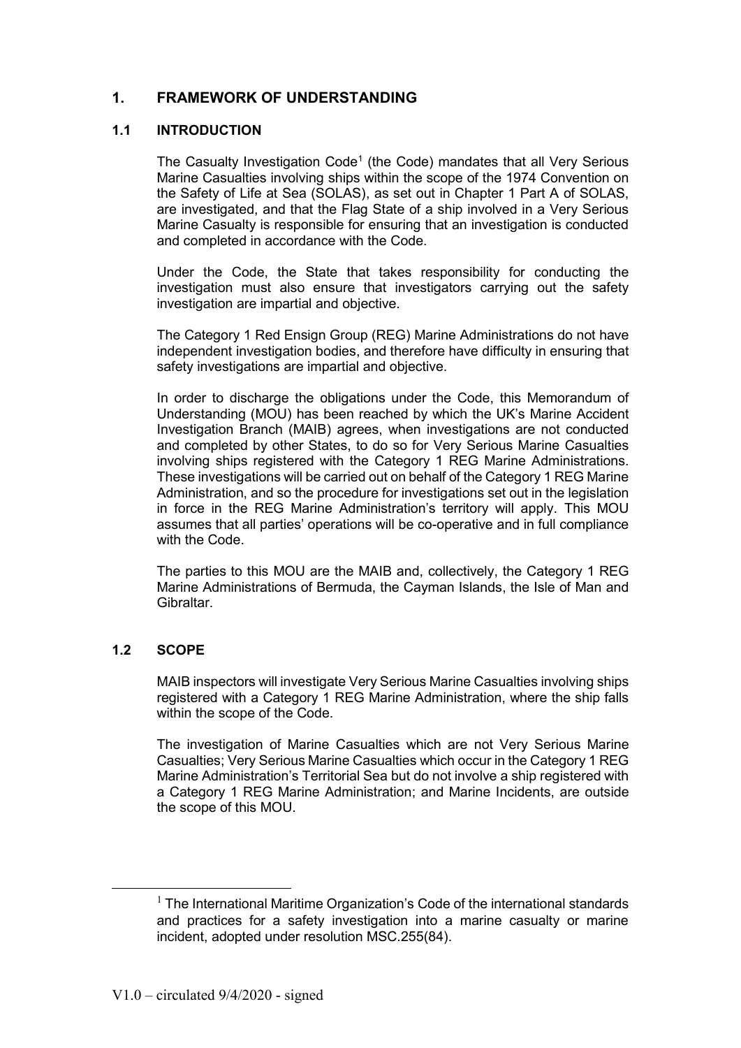# 1. FRAMEWORK OF UNDERSTANDING

## 1.1 INTRODUCTION

The Casualty Investigation Code[1] (the Code) mandates that all Very Serious Marine Casualties involving ships within the scope of the 1974 Convention on the Safety of Life at Sea (SOLAS), as set out in Chapter 1 Part A of SOLAS, are investigated, and that the Flag State of a ship involved in a Very Serious Marine Casualty is responsible for ensuring that an investigation is conducted and completed in accordance with the Code.

Under the Code, the State that takes responsibility for conducting the investigation must also ensure that investigators carrying out the safety investigation are impartial and objective.

The Category 1 Red Ensign Group (REG) Marine Administrations do not have independent investigation bodies, and therefore have difficulty in ensuring that safety investigations are impartial and objective.

In order to discharge the obligations under the Code, this Memorandum of Understanding (MOU) has been reached by which the UK's Marine Accident Investigation Branch (MAIB) agrees, when investigations are not conducted and completed by other States, to do so for Very Serious Marine Casualties involving ships registered with the Category 1 REG Marine Administrations. These investigations will be carried out on behalf of the Category 1 REG Marine Administration, and so the procedure for investigations set out in the legislation in force in the REG Marine Administration's territory will apply. This MOU assumes that all parties' operations will be co-operative and in full compliance with the Code.

The parties to this MOU are the MAIB and, collectively, the Category 1 REG Marine Administrations of Bermuda, the Cayman Islands, the Isle of Man and Gibraltar.

## 1.2 SCOPE

MAIB inspectors will investigate Very Serious Marine Casualties involving ships registered with a Category 1 REG Marine Administration, where the ship falls within the scope of the Code.

The investigation of Marine Casualties which are not Very Serious Marine Casualties; Very Serious Marine Casualties which occur in the Category 1 REG Marine Administration's Territorial Sea but do not involve a ship registered with a Category 1 REG Marine Administration; and Marine Incidents, are outside the scope of this MOU.

[1] The International Maritime Organization's Code of the international standards and practices for a safety investigation into a marine casualty or marine incident, adopted under resolution MSC.255(84).

V1.0 – circulated 9/4/2020 - signed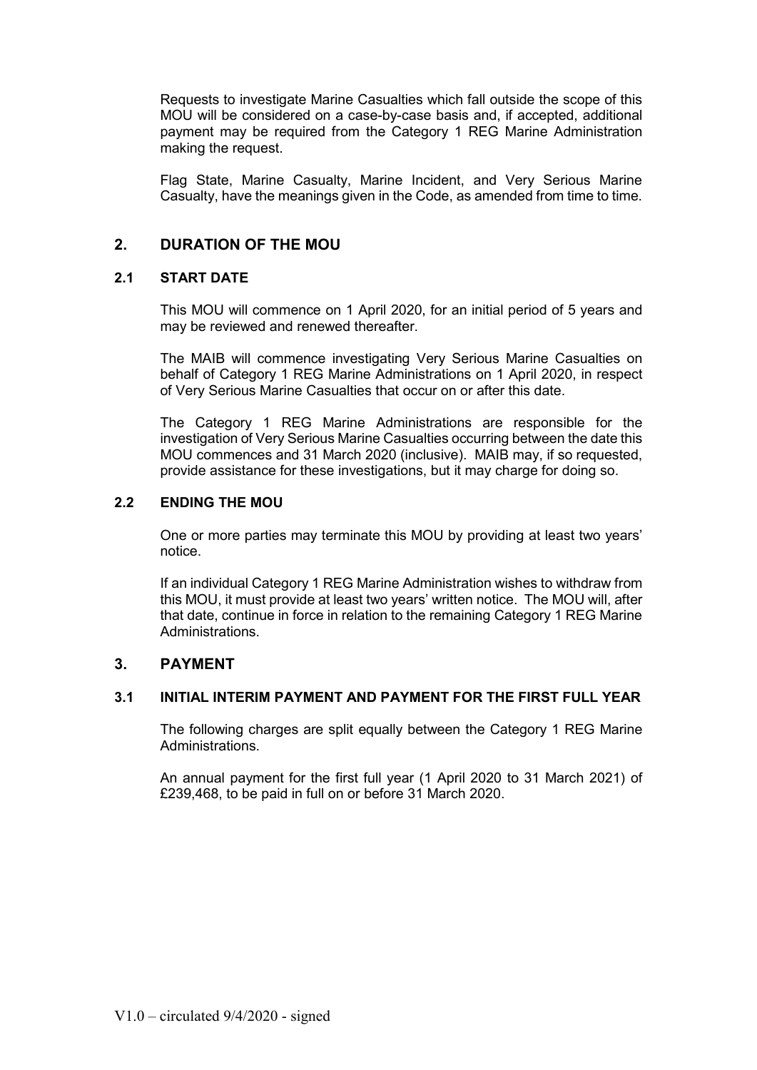Requests to investigate Marine Casualties which fall outside the scope of this MOU will be considered on a case-by-case basis and, if accepted, additional payment may be required from the Category 1 REG Marine Administration making the request.

Flag State, Marine Casualty, Marine Incident, and Very Serious Marine Casualty, have the meanings given in the Code, as amended from time to time.

## 2. DURATION OF THE MOU

### 2.1 START DATE

This MOU will commence on 1 April 2020, for an initial period of 5 years and may be reviewed and renewed thereafter.

The MAIB will commence investigating Very Serious Marine Casualties on behalf of Category 1 REG Marine Administrations on 1 April 2020, in respect of Very Serious Marine Casualties that occur on or after this date.

The Category 1 REG Marine Administrations are responsible for the investigation of Very Serious Marine Casualties occurring between the date this MOU commences and 31 March 2020 (inclusive). MAIB may, if so requested, provide assistance for these investigations, but it may charge for doing so.

### 2.2 ENDING THE MOU

One or more parties may terminate this MOU by providing at least two years' notice.

If an individual Category 1 REG Marine Administration wishes to withdraw from this MOU, it must provide at least two years' written notice. The MOU will, after that date, continue in force in relation to the remaining Category 1 REG Marine Administrations.

## 3. PAYMENT

### 3.1 INITIAL INTERIM PAYMENT AND PAYMENT FOR THE FIRST FULL YEAR

The following charges are split equally between the Category 1 REG Marine Administrations.

An annual payment for the first full year (1 April 2020 to 31 March 2021) of £239,468, to be paid in full on or before 31 March 2020.

V1.0 – circulated 9/4/2020 - signed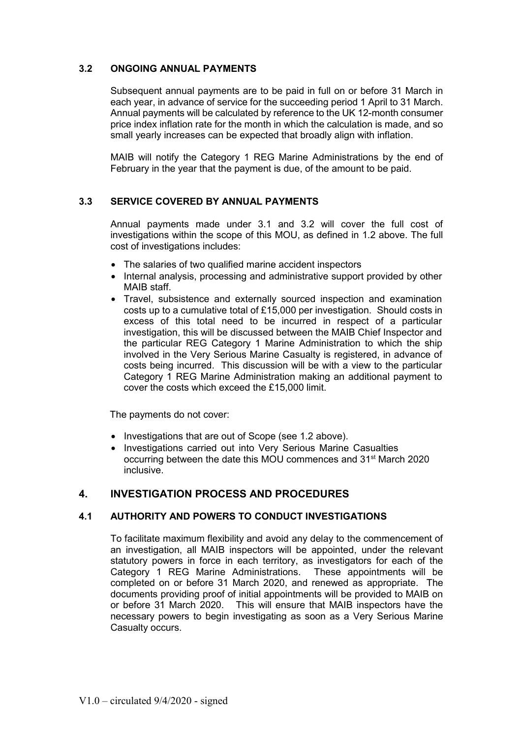### 3.2 ONGOING ANNUAL PAYMENTS

Subsequent annual payments are to be paid in full on or before 31 March in each year, in advance of service for the succeeding period 1 April to 31 March. Annual payments will be calculated by reference to the UK 12-month consumer price index inflation rate for the month in which the calculation is made, and so small yearly increases can be expected that broadly align with inflation.

MAIB will notify the Category 1 REG Marine Administrations by the end of February in the year that the payment is due, of the amount to be paid.

### 3.3 SERVICE COVERED BY ANNUAL PAYMENTS

Annual payments made under 3.1 and 3.2 will cover the full cost of investigations within the scope of this MOU, as defined in 1.2 above. The full cost of investigations includes:

- The salaries of two qualified marine accident inspectors
- Internal analysis, processing and administrative support provided by other MAIB staff.
- Travel, subsistence and externally sourced inspection and examination costs up to a cumulative total of £15,000 per investigation. Should costs in excess of this total need to be incurred in respect of a particular investigation, this will be discussed between the MAIB Chief Inspector and the particular REG Category 1 Marine Administration to which the ship involved in the Very Serious Marine Casualty is registered, in advance of costs being incurred. This discussion will be with a view to the particular Category 1 REG Marine Administration making an additional payment to cover the costs which exceed the £15,000 limit.

The payments do not cover:

- Investigations that are out of Scope (see 1.2 above).
- Investigations carried out into Very Serious Marine Casualties occurring between the date this MOU commences and 31st March 2020 inclusive.

## 4. INVESTIGATION PROCESS AND PROCEDURES

### 4.1 AUTHORITY AND POWERS TO CONDUCT INVESTIGATIONS

To facilitate maximum flexibility and avoid any delay to the commencement of an investigation, all MAIB inspectors will be appointed, under the relevant statutory powers in force in each territory, as investigators for each of the Category 1 REG Marine Administrations. These appointments will be completed on or before 31 March 2020, and renewed as appropriate. The documents providing proof of initial appointments will be provided to MAIB on or before 31 March 2020. This will ensure that MAIB inspectors have the necessary powers to begin investigating as soon as a Very Serious Marine Casualty occurs.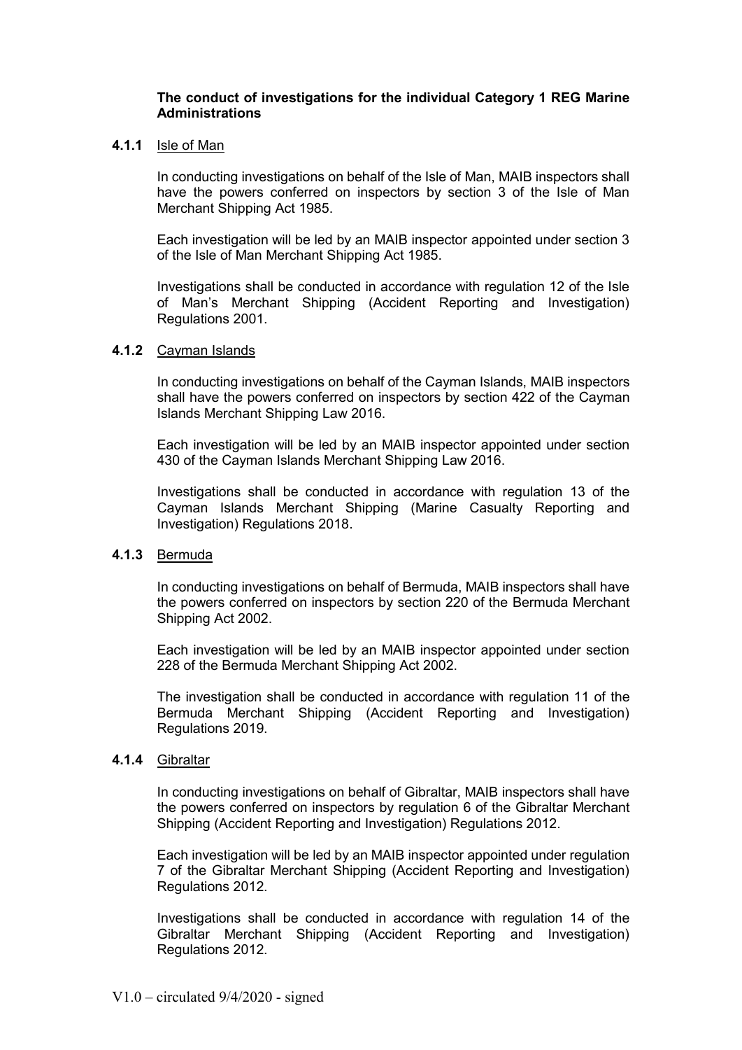**The conduct of investigations for the individual Category 1 REG Marine Administrations**

**4.1.1** Isle of Man

In conducting investigations on behalf of the Isle of Man, MAIB inspectors shall have the powers conferred on inspectors by section 3 of the Isle of Man Merchant Shipping Act 1985.

Each investigation will be led by an MAIB inspector appointed under section 3 of the Isle of Man Merchant Shipping Act 1985.

Investigations shall be conducted in accordance with regulation 12 of the Isle of Man's Merchant Shipping (Accident Reporting and Investigation) Regulations 2001.

**4.1.2** Cayman Islands

In conducting investigations on behalf of the Cayman Islands, MAIB inspectors shall have the powers conferred on inspectors by section 422 of the Cayman Islands Merchant Shipping Law 2016.

Each investigation will be led by an MAIB inspector appointed under section 430 of the Cayman Islands Merchant Shipping Law 2016.

Investigations shall be conducted in accordance with regulation 13 of the Cayman Islands Merchant Shipping (Marine Casualty Reporting and Investigation) Regulations 2018.

**4.1.3** Bermuda

In conducting investigations on behalf of Bermuda, MAIB inspectors shall have the powers conferred on inspectors by section 220 of the Bermuda Merchant Shipping Act 2002.

Each investigation will be led by an MAIB inspector appointed under section 228 of the Bermuda Merchant Shipping Act 2002.

The investigation shall be conducted in accordance with regulation 11 of the Bermuda Merchant Shipping (Accident Reporting and Investigation) Regulations 2019.

**4.1.4** Gibraltar

In conducting investigations on behalf of Gibraltar, MAIB inspectors shall have the powers conferred on inspectors by regulation 6 of the Gibraltar Merchant Shipping (Accident Reporting and Investigation) Regulations 2012.

Each investigation will be led by an MAIB inspector appointed under regulation 7 of the Gibraltar Merchant Shipping (Accident Reporting and Investigation) Regulations 2012.

Investigations shall be conducted in accordance with regulation 14 of the Gibraltar Merchant Shipping (Accident Reporting and Investigation) Regulations 2012.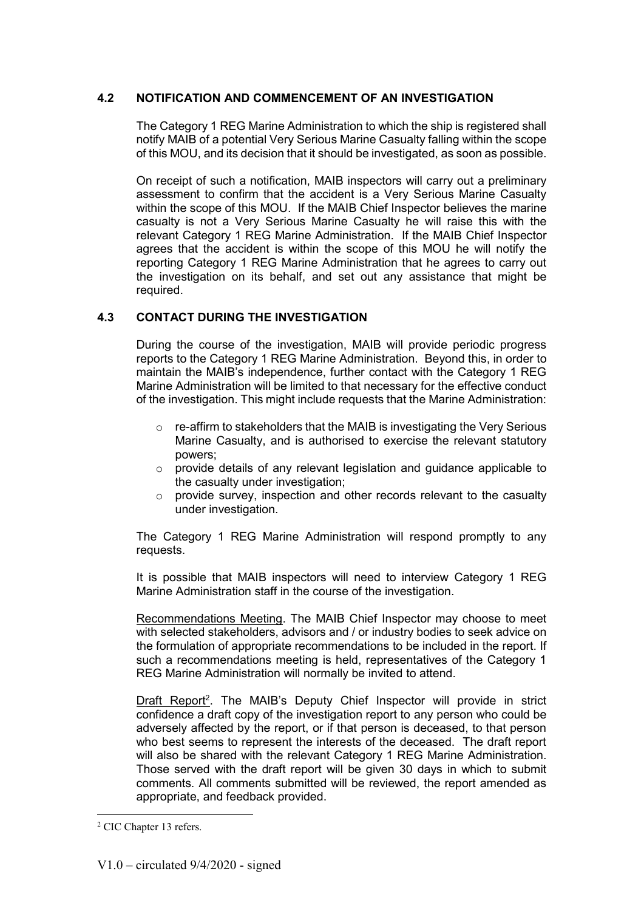## 4.2 NOTIFICATION AND COMMENCEMENT OF AN INVESTIGATION

The Category 1 REG Marine Administration to which the ship is registered shall notify MAIB of a potential Very Serious Marine Casualty falling within the scope of this MOU, and its decision that it should be investigated, as soon as possible.

On receipt of such a notification, MAIB inspectors will carry out a preliminary assessment to confirm that the accident is a Very Serious Marine Casualty within the scope of this MOU. If the MAIB Chief Inspector believes the marine casualty is not a Very Serious Marine Casualty he will raise this with the relevant Category 1 REG Marine Administration. If the MAIB Chief Inspector agrees that the accident is within the scope of this MOU he will notify the reporting Category 1 REG Marine Administration that he agrees to carry out the investigation on its behalf, and set out any assistance that might be required.

## 4.3 CONTACT DURING THE INVESTIGATION

During the course of the investigation, MAIB will provide periodic progress reports to the Category 1 REG Marine Administration. Beyond this, in order to maintain the MAIB's independence, further contact with the Category 1 REG Marine Administration will be limited to that necessary for the effective conduct of the investigation. This might include requests that the Marine Administration:

- re-affirm to stakeholders that the MAIB is investigating the Very Serious Marine Casualty, and is authorised to exercise the relevant statutory powers;
- provide details of any relevant legislation and guidance applicable to the casualty under investigation;
- provide survey, inspection and other records relevant to the casualty under investigation.

The Category 1 REG Marine Administration will respond promptly to any requests.

It is possible that MAIB inspectors will need to interview Category 1 REG Marine Administration staff in the course of the investigation.

Recommendations Meeting. The MAIB Chief Inspector may choose to meet with selected stakeholders, advisors and / or industry bodies to seek advice on the formulation of appropriate recommendations to be included in the report. If such a recommendations meeting is held, representatives of the Category 1 REG Marine Administration will normally be invited to attend.

Draft Report[2]. The MAIB's Deputy Chief Inspector will provide in strict confidence a draft copy of the investigation report to any person who could be adversely affected by the report, or if that person is deceased, to that person who best seems to represent the interests of the deceased. The draft report will also be shared with the relevant Category 1 REG Marine Administration. Those served with the draft report will be given 30 days in which to submit comments. All comments submitted will be reviewed, the report amended as appropriate, and feedback provided.

[2] CIC Chapter 13 refers.

V1.0 – circulated 9/4/2020 - signed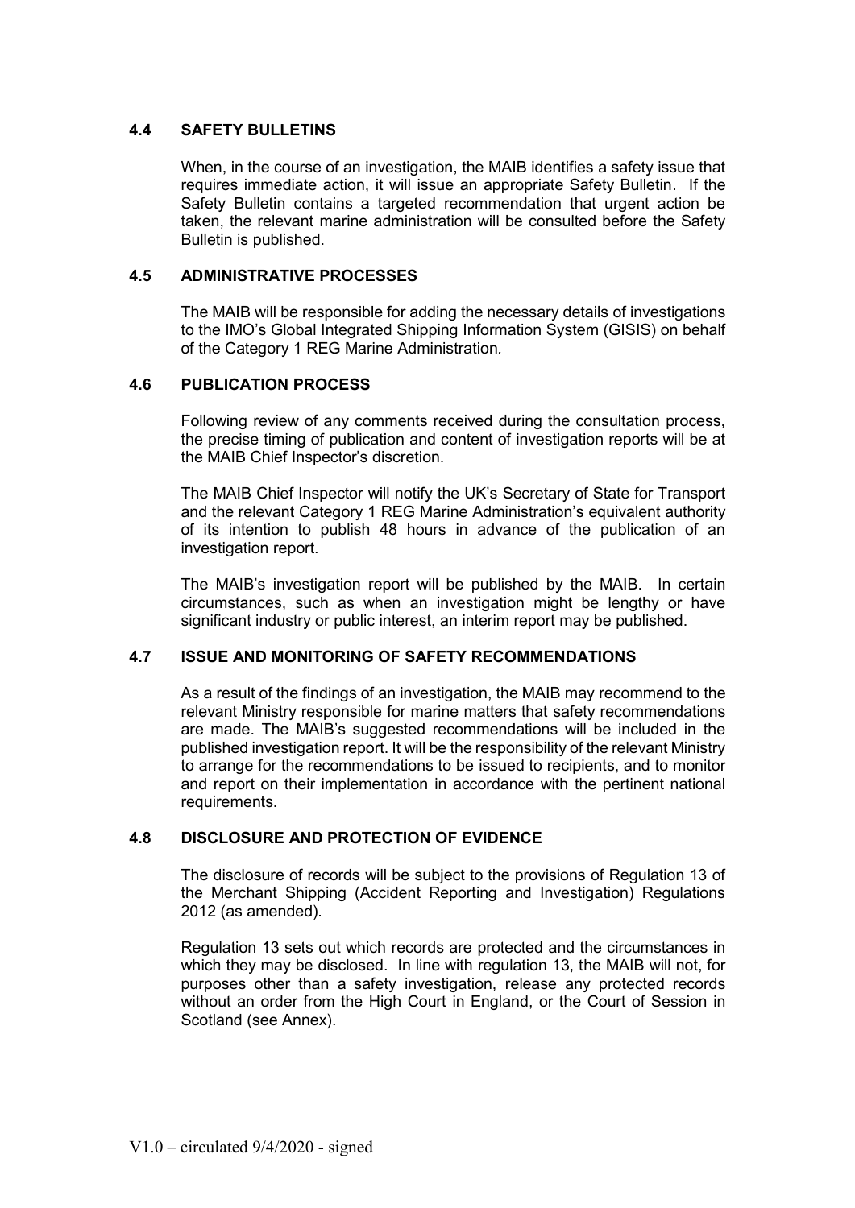## 4.4 SAFETY BULLETINS

When, in the course of an investigation, the MAIB identifies a safety issue that requires immediate action, it will issue an appropriate Safety Bulletin. If the Safety Bulletin contains a targeted recommendation that urgent action be taken, the relevant marine administration will be consulted before the Safety Bulletin is published.

## 4.5 ADMINISTRATIVE PROCESSES

The MAIB will be responsible for adding the necessary details of investigations to the IMO's Global Integrated Shipping Information System (GISIS) on behalf of the Category 1 REG Marine Administration.

## 4.6 PUBLICATION PROCESS

Following review of any comments received during the consultation process, the precise timing of publication and content of investigation reports will be at the MAIB Chief Inspector's discretion.

The MAIB Chief Inspector will notify the UK's Secretary of State for Transport and the relevant Category 1 REG Marine Administration's equivalent authority of its intention to publish 48 hours in advance of the publication of an investigation report.

The MAIB's investigation report will be published by the MAIB. In certain circumstances, such as when an investigation might be lengthy or have significant industry or public interest, an interim report may be published.

## 4.7 ISSUE AND MONITORING OF SAFETY RECOMMENDATIONS

As a result of the findings of an investigation, the MAIB may recommend to the relevant Ministry responsible for marine matters that safety recommendations are made. The MAIB's suggested recommendations will be included in the published investigation report. It will be the responsibility of the relevant Ministry to arrange for the recommendations to be issued to recipients, and to monitor and report on their implementation in accordance with the pertinent national requirements.

## 4.8 DISCLOSURE AND PROTECTION OF EVIDENCE

The disclosure of records will be subject to the provisions of Regulation 13 of the Merchant Shipping (Accident Reporting and Investigation) Regulations 2012 (as amended).

Regulation 13 sets out which records are protected and the circumstances in which they may be disclosed. In line with regulation 13, the MAIB will not, for purposes other than a safety investigation, release any protected records without an order from the High Court in England, or the Court of Session in Scotland (see Annex).

V1.0 – circulated 9/4/2020 - signed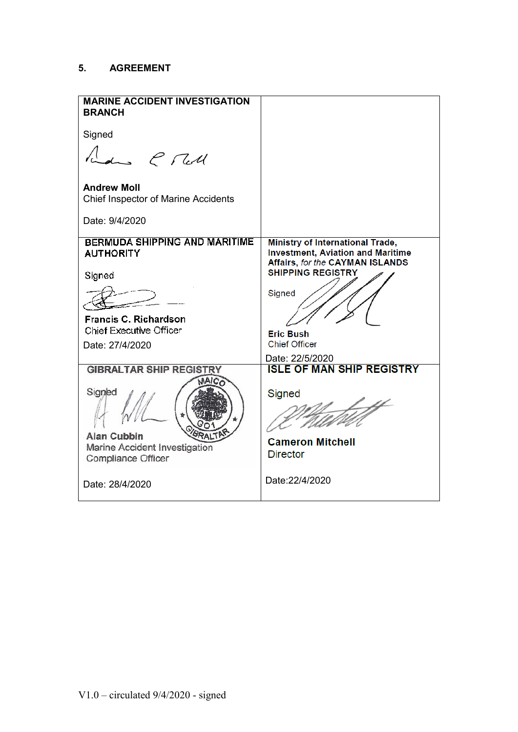## 5. AGREEMENT

| MARINE ACCIDENT INVESTIGATION BRANCH<br><br>Signed<br><br>**Andrew Moll**<br>Chief Inspector of Marine Accidents<br><br>Date: 9/4/2020 | |
|---|---|
| **BERMUDA SHIPPING AND MARITIME AUTHORITY**<br><br>Signed<br><br>**Francis C. Richardson**<br>Chief Executive Officer<br><br>Date: 27/4/2020 | **Ministry of International Trade, Investment, Aviation and Maritime Affairs,** ***for the*** **CAYMAN ISLANDS SHIPPING REGISTRY**<br><br>Signed<br><br>**Eric Bush**<br>Chief Officer<br><br>Date: 22/5/2020 |
| **GIBRALTAR SHIP REGISTRY**<br><br>Signed<br><br>MAICO GO1 GIBRALTAR<br><br>**Alan Cubbin**<br>Marine Accident Investigation Compliance Officer<br><br>Date: 28/4/2020 | **ISLE OF MAN SHIP REGISTRY**<br><br>Signed<br><br>**Cameron Mitchell**<br>Director<br><br>Date:22/4/2020 |

V1.0 – circulated 9/4/2020 - signed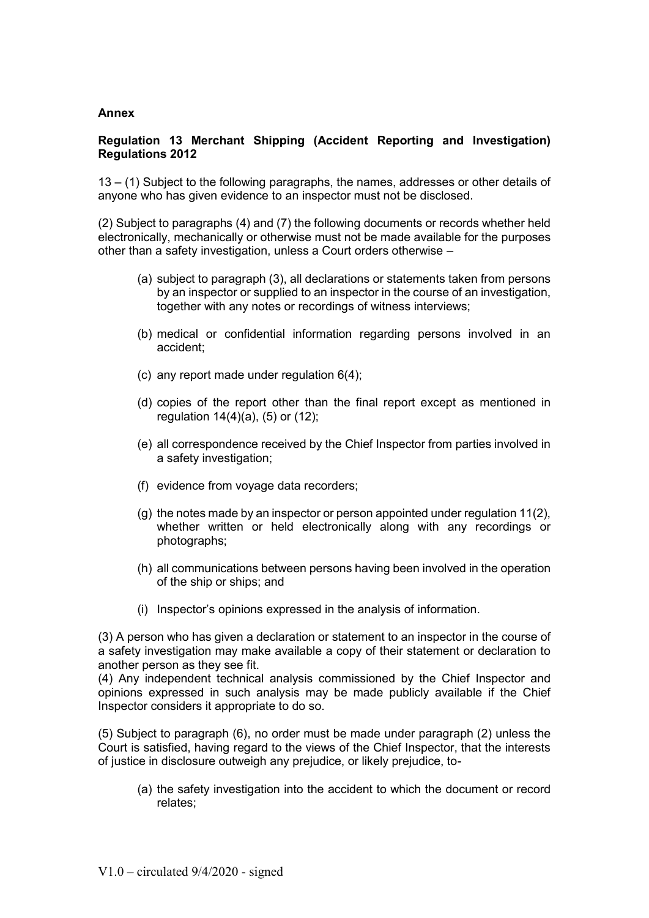**Annex**

**Regulation 13 Merchant Shipping (Accident Reporting and Investigation) Regulations 2012**

13 – (1) Subject to the following paragraphs, the names, addresses or other details of anyone who has given evidence to an inspector must not be disclosed.

(2) Subject to paragraphs (4) and (7) the following documents or records whether held electronically, mechanically or otherwise must not be made available for the purposes other than a safety investigation, unless a Court orders otherwise –

- (a) subject to paragraph (3), all declarations or statements taken from persons by an inspector or supplied to an inspector in the course of an investigation, together with any notes or recordings of witness interviews;
- (b) medical or confidential information regarding persons involved in an accident;
- (c) any report made under regulation 6(4);
- (d) copies of the report other than the final report except as mentioned in regulation 14(4)(a), (5) or (12);
- (e) all correspondence received by the Chief Inspector from parties involved in a safety investigation;
- (f) evidence from voyage data recorders;
- (g) the notes made by an inspector or person appointed under regulation 11(2), whether written or held electronically along with any recordings or photographs;
- (h) all communications between persons having been involved in the operation of the ship or ships; and
- (i) Inspector's opinions expressed in the analysis of information.

(3) A person who has given a declaration or statement to an inspector in the course of a safety investigation may make available a copy of their statement or declaration to another person as they see fit.

(4) Any independent technical analysis commissioned by the Chief Inspector and opinions expressed in such analysis may be made publicly available if the Chief Inspector considers it appropriate to do so.

(5) Subject to paragraph (6), no order must be made under paragraph (2) unless the Court is satisfied, having regard to the views of the Chief Inspector, that the interests of justice in disclosure outweigh any prejudice, or likely prejudice, to-

- (a) the safety investigation into the accident to which the document or record relates;

V1.0 – circulated 9/4/2020 - signed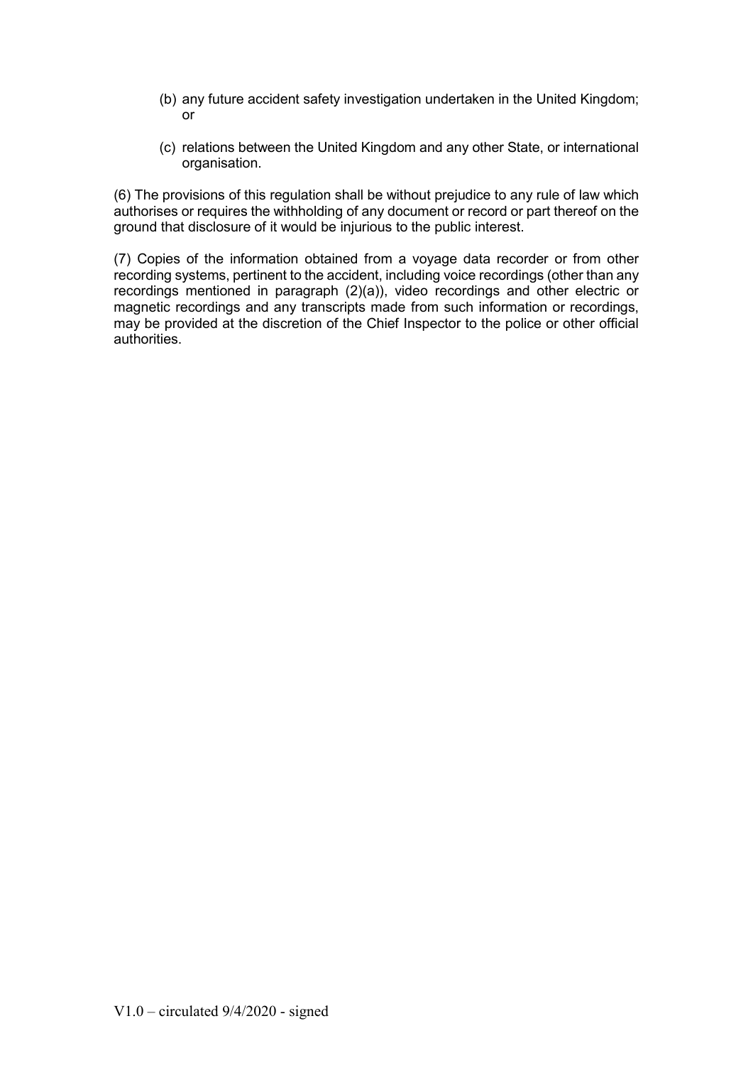(b) any future accident safety investigation undertaken in the United Kingdom; or

(c) relations between the United Kingdom and any other State, or international organisation.

(6) The provisions of this regulation shall be without prejudice to any rule of law which authorises or requires the withholding of any document or record or part thereof on the ground that disclosure of it would be injurious to the public interest.

(7) Copies of the information obtained from a voyage data recorder or from other recording systems, pertinent to the accident, including voice recordings (other than any recordings mentioned in paragraph (2)(a)), video recordings and other electric or magnetic recordings and any transcripts made from such information or recordings, may be provided at the discretion of the Chief Inspector to the police or other official authorities.